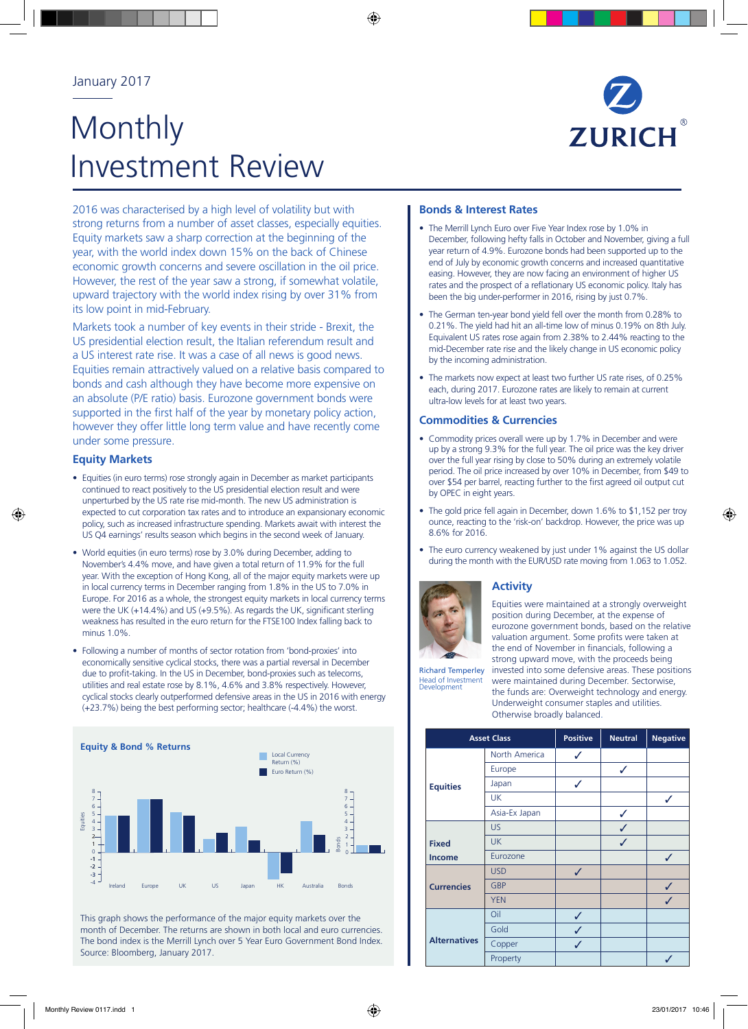January 2017

# Monthly Investment Review

ZURICH

2016 was characterised by a high level of volatility but with strong returns from a number of asset classes, especially equities. Equity markets saw a sharp correction at the beginning of the year, with the world index down 15% on the back of Chinese economic growth concerns and severe oscillation in the oil price. However, the rest of the year saw a strong, if somewhat volatile, upward trajectory with the world index rising by over 31% from its low point in mid-February.

Markets took a number of key events in their stride - Brexit, the US presidential election result, the Italian referendum result and a US interest rate rise. It was a case of all news is good news. Equities remain attractively valued on a relative basis compared to bonds and cash although they have become more expensive on an absolute (P/E ratio) basis. Eurozone government bonds were supported in the first half of the year by monetary policy action, however they offer little long term value and have recently come under some pressure.

## Equity Markets

- Equities (in euro terms) rose strongly again in December as market participants continued to react positively to the US presidential election result and were unperturbed by the US rate rise mid-month. The new US administration is expected to cut corporation tax rates and to introduce an expansionary economic policy, such as increased infrastructure spending. Markets await with interest the US Q4 earnings' results season which begins in the second week of January.
- World equities (in euro terms) rose by 3.0% during December, adding to November's 4.4% move, and have given a total return of 11.9% for the full year. With the exception of Hong Kong, all of the major equity markets were up in local currency terms in December ranging from 1.8% in the US to 7.0% in Europe. For 2016 as a whole, the strongest equity markets in local currency terms were the UK (+14.4%) and US (+9.5%). As regards the UK, significant sterling weakness has resulted in the euro return for the FTSE100 Index falling back to minus 1.0%.
- Following a number of months of sector rotation from 'bond-proxies' into economically sensitive cyclical stocks, there was a partial reversal in December due to profit-taking. In the US in December, bond-proxies such as telecoms, utilities and real estate rose by 8.1%, 4.6% and 3.8% respectively. However, cyclical stocks clearly outperformed defensive areas in the US in 2016 with energy (+23.7%) being the best performing sector; healthcare (-4.4%) the worst.

### Equity & Bond % Returns

This graph shows the performance of the major equity markets over the month of December. The returns are shown in both local and euro currencies. The bond index is the Merrill Lynch over 5 Year Euro Government Bond Index. Source: Bloomberg, January 2017.

## Bonds & Interest Rates

- The Merrill Lynch Euro over Five Year Index rose by 1.0% in December, following hefty falls in October and November, giving a full year return of 4.9%. Eurozone bonds had been supported up to the end of July by economic growth concerns and increased quantitative easing. However, they are now facing an environment of higher US rates and the prospect of a reflationary US economic policy. Italy has been the big under-performer in 2016, rising by just 0.7%.
- The German ten-year bond yield fell over the month from 0.28% to 0.21%. The yield had hit an all-time low of minus 0.19% on 8th July. Equivalent US rates rose again from 2.38% to 2.44% reacting to the mid-December rate rise and the likely change in US economic policy by the incoming administration.
- The markets now expect at least two further US rate rises, of 0.25% each, during 2017. Eurozone rates are likely to remain at current ultra-low levels for at least two years.

## Commodities & Currencies

- Commodity prices overall were up by 1.7% in December and were up by a strong 9.3% for the full year. The oil price was the key driver over the full year rising by close to 50% during an extremely volatile period. The oil price increased by over 10% in December, from $49 to over $54 per barrel, reacting further to the first agreed oil output cut by OPEC in eight years.
- The gold price fell again in December, down 1.6% to $1,152 per troy ounce, reacting to the 'risk-on' backdrop. However, the price was up 8.6% for 2016.
- The euro currency weakened by just under 1% against the US dollar during the month with the EUR/USD rate moving from 1.063 to 1.052.

## Activity

Richard Temperley
Head of Investment Development

Equities were maintained at a strongly overweight position during December, at the expense of eurozone government bonds, based on the relative valuation argument. Some profits were taken at the end of November in financials, following a strong upward move, with the proceeds being invested into some defensive areas. These positions were maintained during December. Sectorwise, the funds are: Overweight technology and energy. Underweight consumer staples and utilities. Otherwise broadly balanced.

| Asset Class | | Positive | Neutral | Negative |
|---|---|---|---|---|
| Equities | North America | ✓ | | |
| | Europe | | ✓ | |
| | Japan | ✓ | | |
| | UK | | | ✓ |
| | Asia-Ex Japan | | ✓ | |
| Fixed Income | US | | ✓ | |
| | UK | | ✓ | |
| | Eurozone | | | ✓ |
| Currencies | USD | ✓ | | |
| | GBP | | | ✓ |
| | YEN | | | ✓ |
| Alternatives | Oil | ✓ | | |
| | Gold | ✓ | | |
| | Copper | ✓ | | |
| | Property | | | ✓ |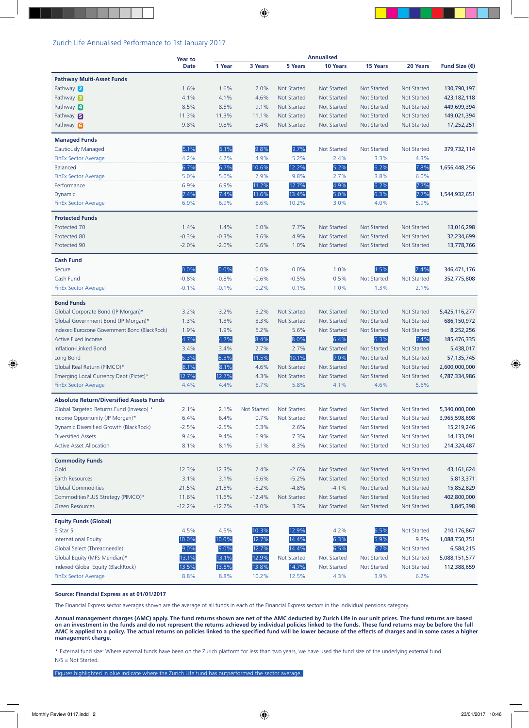## Zurich Life Annualised Performance to 1st January 2017

| | Year to Date | Annualised | | | | | | Fund Size (€) |
|---|---|---|---|---|---|---|---|---|
| | | 1 Year | 3 Years | 5 Years | 10 Years | 15 Years | 20 Years | |
| **Pathway Multi-Asset Funds** | | | | | | | | |
| Pathway 2 | 1.6% | 1.6% | 2.0% | Not Started | Not Started | Not Started | Not Started | 130,790,197 |
| Pathway 3 | 4.1% | 4.1% | 4.6% | Not Started | Not Started | Not Started | Not Started | 423,182,118 |
| Pathway 4 | 8.5% | 8.5% | 9.1% | Not Started | Not Started | Not Started | Not Started | 449,699,394 |
| Pathway 5 | 11.3% | 11.3% | 11.1% | Not Started | Not Started | Not Started | Not Started | 149,021,394 |
| Pathway 6 | 9.8% | 9.8% | 8.4% | Not Started | Not Started | Not Started | Not Started | 17,252,251 |
| **Managed Funds** | | | | | | | | |
| Cautiously Managed | 5.1% | 5.1% | 9.8% | 9.7% | Not Started | Not Started | Not Started | 379,732,114 |
| FinEx Sector Average | 4.2% | 4.2% | 4.9% | 5.2% | 2.4% | 3.3% | 4.3% | |
| Balanced | 6.7% | 6.7% | 10.6% | 12.2% | 5.2% | 6.2% | 7.8% | 1,656,448,256 |
| FinEx Sector Average | 5.0% | 5.0% | 7.9% | 9.8% | 2.7% | 3.8% | 6.0% | |
| Performance | 6.9% | 6.9% | 11.2% | 12.7% | 4.9% | 6.2% | 7.7% | |
| Dynamic | 7.4% | 7.4% | 11.6% | 13.4% | 5.0% | 6.3% | 7.7% | 1,544,932,651 |
| FinEx Sector Average | 6.9% | 6.9% | 8.6% | 10.2% | 3.0% | 4.0% | 5.9% | |
| **Protected Funds** | | | | | | | | |
| Protected 70 | 1.4% | 1.4% | 6.0% | 7.7% | Not Started | Not Started | Not Started | 13,016,298 |
| Protected 80 | -0.3% | -0.3% | 3.6% | 4.9% | Not Started | Not Started | Not Started | 32,234,699 |
| Protected 90 | -2.0% | -2.0% | 0.6% | 1.0% | Not Started | Not Started | Not Started | 13,778,766 |
| **Cash Fund** | | | | | | | | |
| Secure | 0.0% | 0.0% | 0.0% | 0.0% | 1.0% | 1.5% | 2.4% | 346,471,176 |
| Cash Fund | -0.8% | -0.8% | -0.6% | -0.5% | 0.5% | Not Started | Not Started | 352,775,808 |
| FinEx Sector Average | -0.1% | -0.1% | 0.2% | 0.1% | 1.0% | 1.3% | 2.1% | |
| **Bond Funds** | | | | | | | | |
| Global Corporate Bond (JP Morgan)* | 3.2% | 3.2% | 3.2% | Not Started | Not Started | Not Started | Not Started | 5,425,116,277 |
| Global Government Bond (JP Morgan)* | 1.3% | 1.3% | 3.3% | Not Started | Not Started | Not Started | Not Started | 686,150,972 |
| Indexed Eurozone Government Bond (BlackRock) | 1.9% | 1.9% | 5.2% | 5.6% | Not Started | Not Started | Not Started | 8,252,256 |
| Active Fixed Income | 4.7% | 4.7% | 8.4% | 8.0% | 6.4% | 6.3% | 7.4% | 185,476,335 |
| Inflation-Linked Bond | 3.4% | 3.4% | 2.7% | 2.7% | Not Started | Not Started | Not Started | 5,438,017 |
| Long Bond | 6.3% | 6.3% | 11.5% | 10.1% | 7.0% | Not Started | Not Started | 57,135,745 |
| Global Real Return (PIMCO)* | 8.1% | 8.1% | 4.6% | Not Started | Not Started | Not Started | Not Started | 2,600,000,000 |
| Emerging Local Currency Debt (Pictet)* | 12.7% | 12.7% | 4.3% | Not Started | Not Started | Not Started | Not Started | 4,787,334,986 |
| FinEx Sector Average | 4.4% | 4.4% | 5.7% | 5.8% | 4.1% | 4.6% | 5.6% | |
| **Absolute Return/Diversified Assets Funds** | | | | | | | | |
| Global Targeted Returns Fund (Invesco) * | 2.1% | 2.1% | Not Started | Not Started | Not Started | Not Started | Not Started | 5,340,000,000 |
| Income Opportunity (JP Morgan)* | 6.4% | 6.4% | 0.7% | Not Started | Not Started | Not Started | Not Started | 3,965,598,698 |
| Dynamic Diversified Growth (BlackRock) | -2.5% | -2.5% | 0.3% | 2.6% | Not Started | Not Started | Not Started | 15,219,246 |
| Diversified Assets | 9.4% | 9.4% | 6.9% | 7.3% | Not Started | Not Started | Not Started | 14,133,091 |
| Active Asset Allocation | 8.1% | 8.1% | 9.1% | 8.3% | Not Started | Not Started | Not Started | 214,324,487 |
| **Commodity Funds** | | | | | | | | |
| Gold | 12.3% | 12.3% | 7.4% | -2.6% | Not Started | Not Started | Not Started | 43,161,624 |
| Earth Resources | 3.1% | 3.1% | -5.6% | -5.2% | Not Started | Not Started | Not Started | 5,813,371 |
| Global Commodities | 21.5% | 21.5% | -5.2% | -4.8% | -4.1% | Not Started | Not Started | 15,852,829 |
| CommoditiesPLUS Strategy (PIMCO)* | 11.6% | 11.6% | -12.4% | Not Started | Not Started | Not Started | Not Started | 402,800,000 |
| Green Resources | -12.2% | -12.2% | -3.0% | 3.3% | Not Started | Not Started | Not Started | 3,845,398 |
| **Equity Funds (Global)** | | | | | | | | |
| 5 Star 5 | 4.5% | 4.5% | 10.3% | 12.9% | 4.2% | 6.5% | Not Started | 210,176,867 |
| International Equity | 10.0% | 10.0% | 12.7% | 14.4% | 6.3% | 5.9% | 9.8% | 1,088,750,751 |
| Global Select (Threadneedle) | 9.0% | 9.0% | 12.7% | 14.4% | 6.5% | 5.7% | Not Started | 6,584,215 |
| Global Equity (MFS Meridian)* | 13.1% | 13.1% | 12.9% | Not Started | Not Started | Not Started | Not Started | 5,088,151,577 |
| Indexed Global Equity (BlackRock) | 13.5% | 13.5% | 13.8% | 14.7% | Not Started | Not Started | Not Started | 112,388,659 |
| FinEx Sector Average | 8.8% | 8.8% | 10.2% | 12.5% | 4.3% | 3.9% | 6.2% | |

**Source: Financial Express as at 01/01/2017**

The Financial Express sector averages shown are the average of all funds in each of the Financial Express sectors in the individual pensions category.

**Annual management charges (AMC) apply. The fund returns shown are net of the AMC deducted by Zurich Life in our unit prices. The fund returns are based on an investment in the funds and do not represent the returns achieved by individual policies linked to the funds. These fund returns may be before the full AMC is applied to a policy. The actual returns on policies linked to the specified fund will be lower because of the effects of charges and in some cases a higher management charge.**

\* External fund size: Where external funds have been on the Zurich platform for less than two years, we have used the fund size of the underlying external fund.

N/S = Not Started.

Figures highlighted in blue indicate where the Zurich Life fund has outperformed the sector average.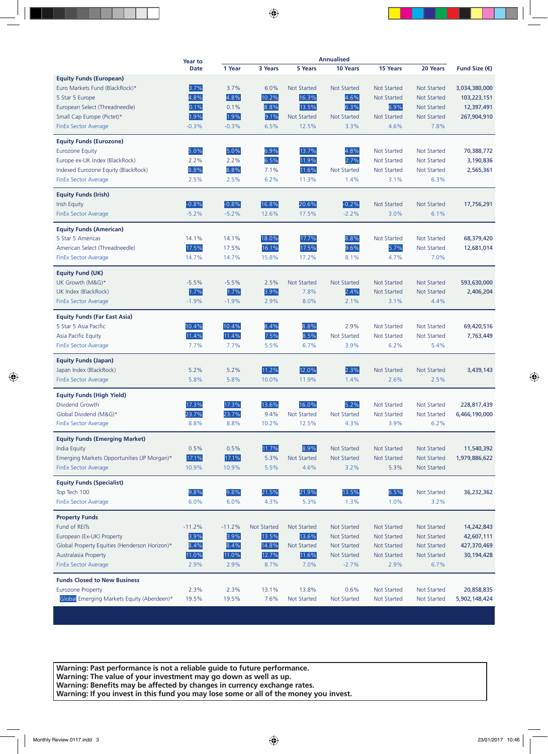| | Year to Date | Annualised | | | | | | Fund Size (€) |
|---|---|---|---|---|---|---|---|---|
| | | 1 Year | 3 Years | 5 Years | 10 Years | 15 Years | 20 Years | |
| **Equity Funds (European)** | | | | | | | | |
| Euro Markets Fund (BlackRock)* | 3.7% | 3.7% | 6.0% | Not Started | Not Started | Not Started | Not Started | 3,034,380,000 |
| 5 Star 5 Europe | 4.8% | 4.8% | 10.2% | 16.3% | 4.6% | Not Started | Not Started | 103,223,151 |
| European Select (Threadneedle) | 0.1% | 0.1% | 8.8% | 13.5% | 6.3% | 6.9% | Not Started | 12,397,491 |
| Small Cap Europe (Pictet)* | 1.9% | 1.9% | 9.1% | Not Started | Not Started | Not Started | Not Started | 267,904,910 |
| FinEx Sector Average | -0.3% | -0.3% | 6.5% | 12.5% | 3.3% | 4.6% | 7.8% | |
| **Equity Funds (Eurozone)** | | | | | | | | |
| Eurozone Equity | 5.0% | 5.0% | 6.9% | 13.7% | 4.8% | Not Started | Not Started | 70,388,772 |
| Europe ex-UK Index (BlackRock) | 2.2% | 2.2% | 6.5% | 11.9% | 2.7% | Not Started | Not Started | 3,190,836 |
| Indexed Eurozone Equity (BlackRock) | 8.8% | 8.8% | 7.1% | 11.6% | Not Started | Not Started | Not Started | 2,565,361 |
| FinEx Sector Average | 2.5% | 2.5% | 6.2% | 11.3% | 1.4% | 3.1% | 6.3% | |
| **Equity Funds (Irish)** | | | | | | | | |
| Irish Equity | -0.8% | -0.8% | 16.8% | 20.6% | -0.2% | Not Started | Not Started | 17,756,291 |
| FinEx Sector Average | -5.2% | -5.2% | 12.6% | 17.5% | -2.2% | 3.0% | 6.1% | |
| **Equity Funds (American)** | | | | | | | | |
| 5 Star 5 Americas | 14.1% | 14.1% | 18.0% | 17.7% | 8.8% | Not Started | Not Started | 68,379,420 |
| American Select (Threadneedle) | 17.5% | 17.5% | 16.1% | 17.5% | 9.6% | 5.7% | Not Started | 12,681,014 |
| FinEx Sector Average | 14.7% | 14.7% | 15.8% | 17.2% | 8.1% | 4.7% | 7.0% | |
| **Equity Fund (UK)** | | | | | | | | |
| UK Growth (M&G)* | -5.5% | -5.5% | 2.5% | Not Started | Not Started | Not Started | Not Started | 593,630,000 |
| UK Index (BlackRock) | 1.7% | 1.7% | 3.9% | 7.8% | 2.4% | Not Started | Not Started | 2,406,204 |
| FinEx Sector Average | -1.9% | -1.9% | 2.9% | 8.0% | 2.1% | 3.1% | 4.4% | |
| **Equity Funds (Far East Asia)** | | | | | | | | |
| 5 Star 5 Asia Pacific | 10.4% | 10.4% | 8.4% | 8.8% | 2.9% | Not Started | Not Started | 69,420,516 |
| Asia Pacific Equity | 11.4% | 11.4% | 7.5% | 8.5% | Not Started | Not Started | Not Started | 7,763,449 |
| FinEx Sector Average | 7.7% | 7.7% | 5.5% | 6.7% | 3.9% | 6.2% | 5.4% | |
| **Equity Funds (Japan)** | | | | | | | | |
| Japan Index (BlackRock) | 5.2% | 5.2% | 11.2% | 12.0% | 2.3% | Not Started | Not Started | 3,439,143 |
| FinEx Sector Average | 5.8% | 5.8% | 10.0% | 11.9% | 1.4% | 2.6% | 2.5% | |
| **Equity Funds (High Yield)** | | | | | | | | |
| Dividend Growth | 17.3% | 17.3% | 13.6% | 16.0% | 5.2% | Not Started | Not Started | 228,817,439 |
| Global Dividend (M&G)* | 23.7% | 23.7% | 9.4% | Not Started | Not Started | Not Started | Not Started | 6,466,190,000 |
| FinEx Sector Average | 8.8% | 8.8% | 10.2% | 12.5% | 4.3% | 3.9% | 6.2% | |
| **Equity Funds (Emerging Market)** | | | | | | | | |
| India Equity | 0.5% | 0.5% | 11.7% | 8.9% | Not Started | Not Started | Not Started | 11,540,392 |
| Emerging Markets Opportunities (JP Morgan)* | 17.1% | 17.1% | 5.3% | Not Started | Not Started | Not Started | Not Started | 1,979,886,622 |
| FinEx Sector Average | 10.9% | 10.9% | 5.5% | 4.6% | 3.2% | 5.3% | Not Started | |
| **Equity Funds (Specialist)** | | | | | | | | |
| Top Tech 100 | 9.8% | 9.8% | 21.5% | 21.9% | 13.5% | 6.5% | Not Started | 36,232,362 |
| FinEx Sector Average | 6.0% | 6.0% | 4.3% | 5.3% | 1.3% | 1.0% | 3.2% | |
| **Property Funds** | | | | | | | | |
| Fund of REITs | -11.2% | -11.2% | Not Started | Not Started | Not Started | Not Started | Not Started | 14,242,843 |
| European (Ex-UK) Property | 3.9% | 3.9% | 13.5% | 13.6% | Not Started | Not Started | Not Started | 42,607,111 |
| Global Property Equities (Henderson Horizon)* | 8.4% | 8.4% | 14.8% | Not Started | Not Started | Not Started | Not Started | 427,370,469 |
| Australasia Property | 11.0% | 11.0% | 12.7% | 11.6% | Not Started | Not Started | Not Started | 30,194,428 |
| FinEx Sector Average | 2.9% | 2.9% | 8.7% | 7.0% | -2.7% | 2.9% | 6.7% | |
| **Funds Closed to New Business** | | | | | | | | |
| Eurozone Property | 2.3% | 2.3% | 13.1% | 13.8% | 0.6% | Not Started | Not Started | 20,858,835 |
| Global Emerging Markets Equity (Aberdeen)* | 19.5% | 19.5% | 7.6% | Not Started | Not Started | Not Started | Not Started | 5,902,148,424 |

**Warning: Past performance is not a reliable guide to future performance.**
**Warning: The value of your investment may go down as well as up.**
**Warning: Benefits may be affected by changes in currency exchange rates.**
**Warning: If you invest in this fund you may lose some or all of the money you invest.**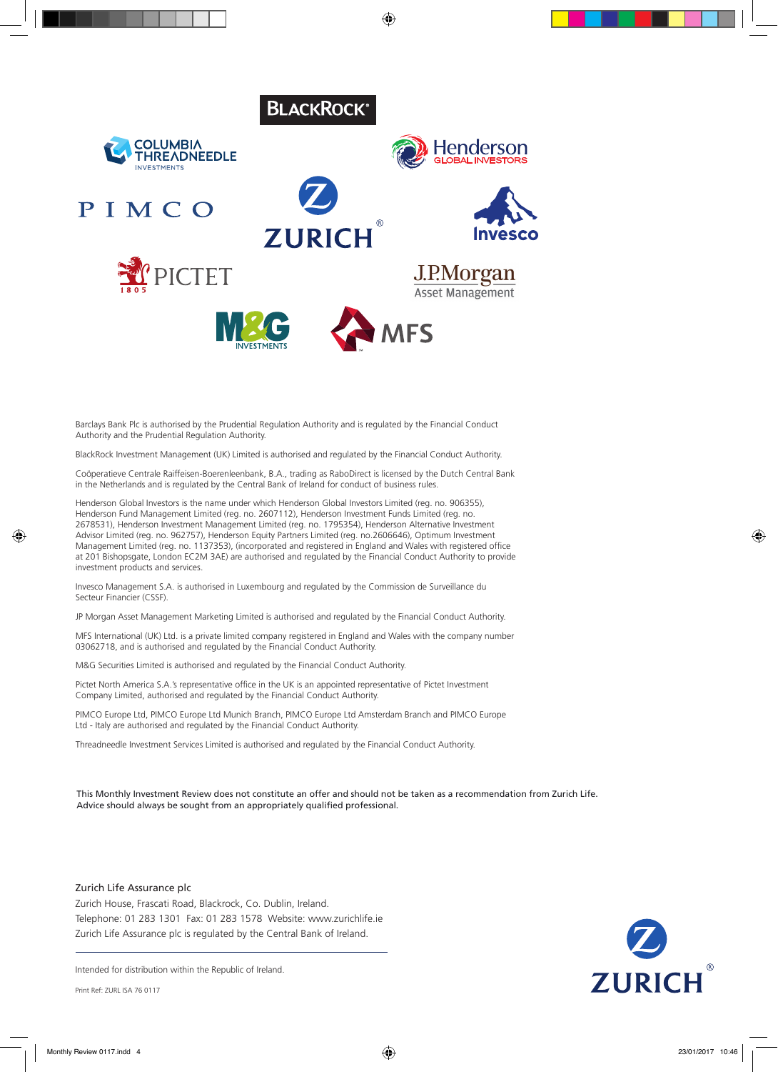Barclays Bank Plc is authorised by the Prudential Regulation Authority and is regulated by the Financial Conduct Authority and the Prudential Regulation Authority.

BlackRock Investment Management (UK) Limited is authorised and regulated by the Financial Conduct Authority.

Coöperatieve Centrale Raiffeisen-Boerenleenbank, B.A., trading as RaboDirect is licensed by the Dutch Central Bank in the Netherlands and is regulated by the Central Bank of Ireland for conduct of business rules.

Henderson Global Investors is the name under which Henderson Global Investors Limited (reg. no. 906355), Henderson Fund Management Limited (reg. no. 2607112), Henderson Investment Funds Limited (reg. no. 2678531), Henderson Investment Management Limited (reg. no. 1795354), Henderson Alternative Investment Advisor Limited (reg. no. 962757), Henderson Equity Partners Limited (reg. no.2606646), Optimum Investment Management Limited (reg. no. 1137353), (incorporated and registered in England and Wales with registered office at 201 Bishopsgate, London EC2M 3AE) are authorised and regulated by the Financial Conduct Authority to provide investment products and services.

Invesco Management S.A. is authorised in Luxembourg and regulated by the Commission de Surveillance du Secteur Financier (CSSF).

JP Morgan Asset Management Marketing Limited is authorised and regulated by the Financial Conduct Authority.

MFS International (UK) Ltd. is a private limited company registered in England and Wales with the company number 03062718, and is authorised and regulated by the Financial Conduct Authority.

M&G Securities Limited is authorised and regulated by the Financial Conduct Authority.

Pictet North America S.A.'s representative office in the UK is an appointed representative of Pictet Investment Company Limited, authorised and regulated by the Financial Conduct Authority.

PIMCO Europe Ltd, PIMCO Europe Ltd Munich Branch, PIMCO Europe Ltd Amsterdam Branch and PIMCO Europe Ltd - Italy are authorised and regulated by the Financial Conduct Authority.

Threadneedle Investment Services Limited is authorised and regulated by the Financial Conduct Authority.

This Monthly Investment Review does not constitute an offer and should not be taken as a recommendation from Zurich Life. Advice should always be sought from an appropriately qualified professional.

Zurich Life Assurance plc

Zurich House, Frascati Road, Blackrock, Co. Dublin, Ireland.

Telephone: 01 283 1301 Fax: 01 283 1578 Website: www.zurichlife.ie

Zurich Life Assurance plc is regulated by the Central Bank of Ireland.

Intended for distribution within the Republic of Ireland.

Print Ref: ZURL ISA 76 0117